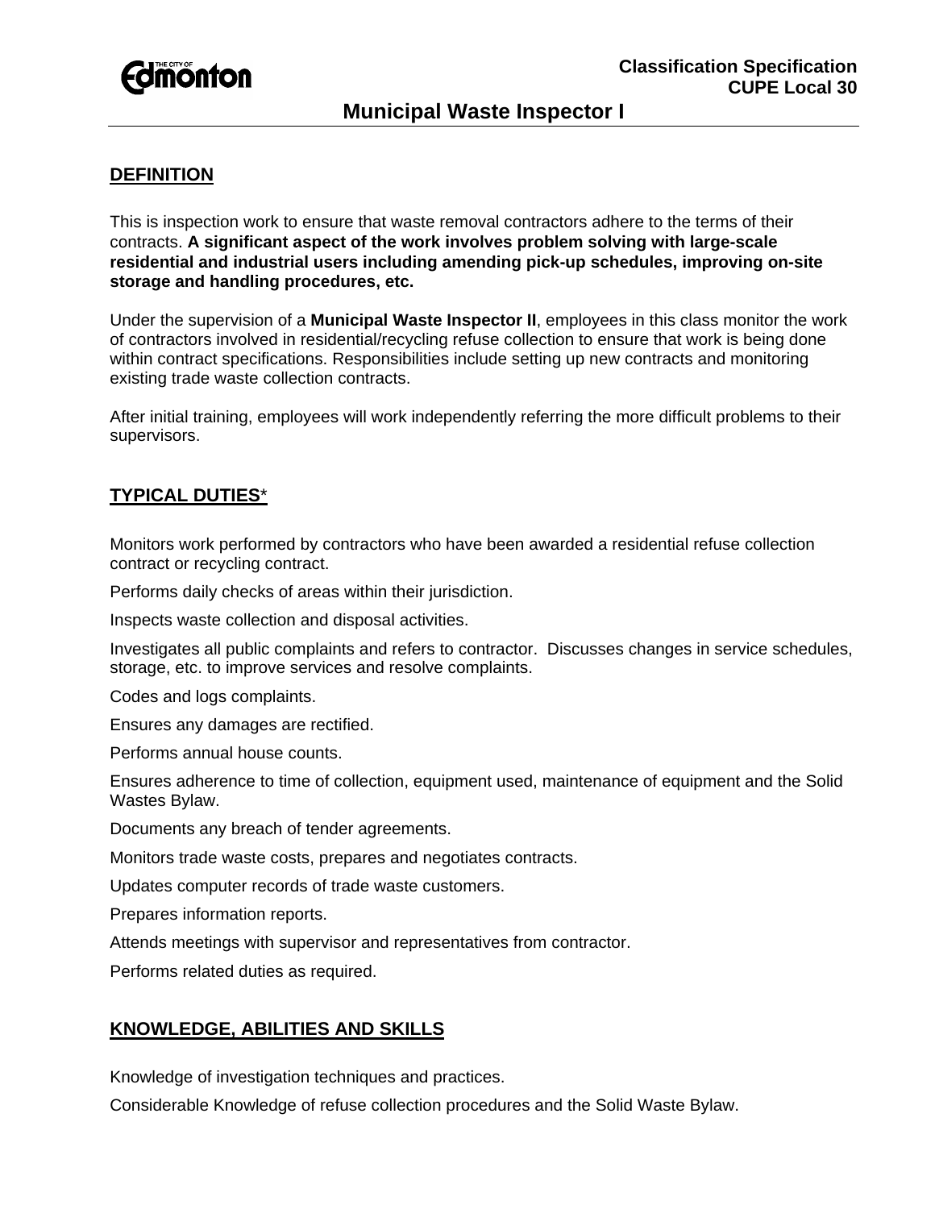**Classification Specification**
**CUPE Local 30**

# Municipal Waste Inspector I

## DEFINITION

This is inspection work to ensure that waste removal contractors adhere to the terms of their contracts. **A significant aspect of the work involves problem solving with large-scale residential and industrial users including amending pick-up schedules, improving on-site storage and handling procedures, etc.**

Under the supervision of a **Municipal Waste Inspector II**, employees in this class monitor the work of contractors involved in residential/recycling refuse collection to ensure that work is being done within contract specifications. Responsibilities include setting up new contracts and monitoring existing trade waste collection contracts.

After initial training, employees will work independently referring the more difficult problems to their supervisors.

## TYPICAL DUTIES*

Monitors work performed by contractors who have been awarded a residential refuse collection contract or recycling contract.

Performs daily checks of areas within their jurisdiction.

Inspects waste collection and disposal activities.

Investigates all public complaints and refers to contractor.  Discusses changes in service schedules, storage, etc. to improve services and resolve complaints.

Codes and logs complaints.

Ensures any damages are rectified.

Performs annual house counts.

Ensures adherence to time of collection, equipment used, maintenance of equipment and the Solid Wastes Bylaw.

Documents any breach of tender agreements.

Monitors trade waste costs, prepares and negotiates contracts.

Updates computer records of trade waste customers.

Prepares information reports.

Attends meetings with supervisor and representatives from contractor.

Performs related duties as required.

## KNOWLEDGE, ABILITIES AND SKILLS

Knowledge of investigation techniques and practices.

Considerable Knowledge of refuse collection procedures and the Solid Waste Bylaw.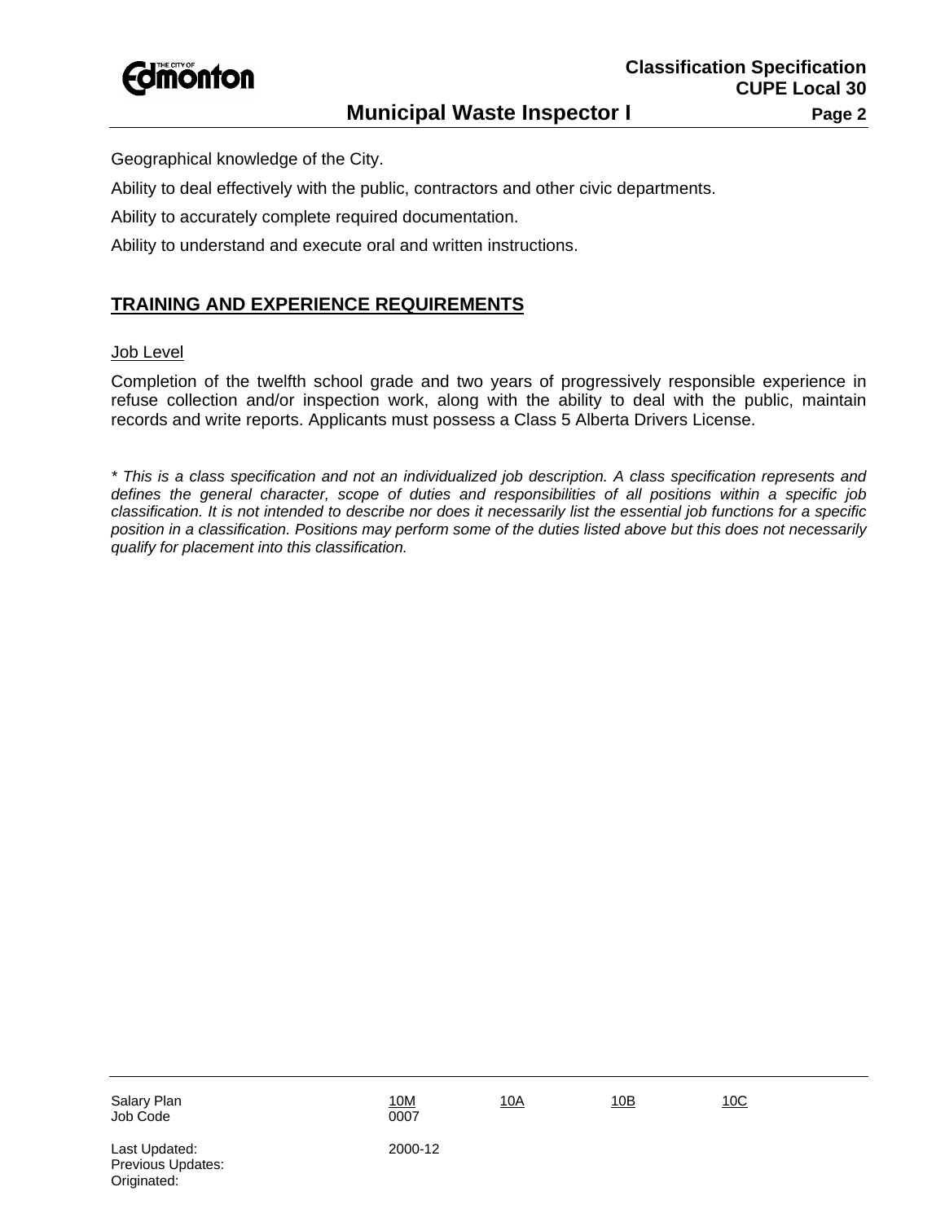Geographical knowledge of the City.

Ability to deal effectively with the public, contractors and other civic departments.

Ability to accurately complete required documentation.

Ability to understand and execute oral and written instructions.

## TRAINING AND EXPERIENCE REQUIREMENTS

Job Level

Completion of the twelfth school grade and two years of progressively responsible experience in refuse collection and/or inspection work, along with the ability to deal with the public, maintain records and write reports. Applicants must possess a Class 5 Alberta Drivers License.

*\* This is a class specification and not an individualized job description. A class specification represents and defines the general character, scope of duties and responsibilities of all positions within a specific job classification. It is not intended to describe nor does it necessarily list the essential job functions for a specific position in a classification. Positions may perform some of the duties listed above but this does not necessarily qualify for placement into this classification.*

| | | | | |
|---|---|---|---|---|
| Salary Plan | 10M | 10A | 10B | 10C |
| Job Code | 0007 | | | |
| Last Updated: | 2000-12 | | | |
| Previous Updates: | | | | |
| Originated: | | | | |